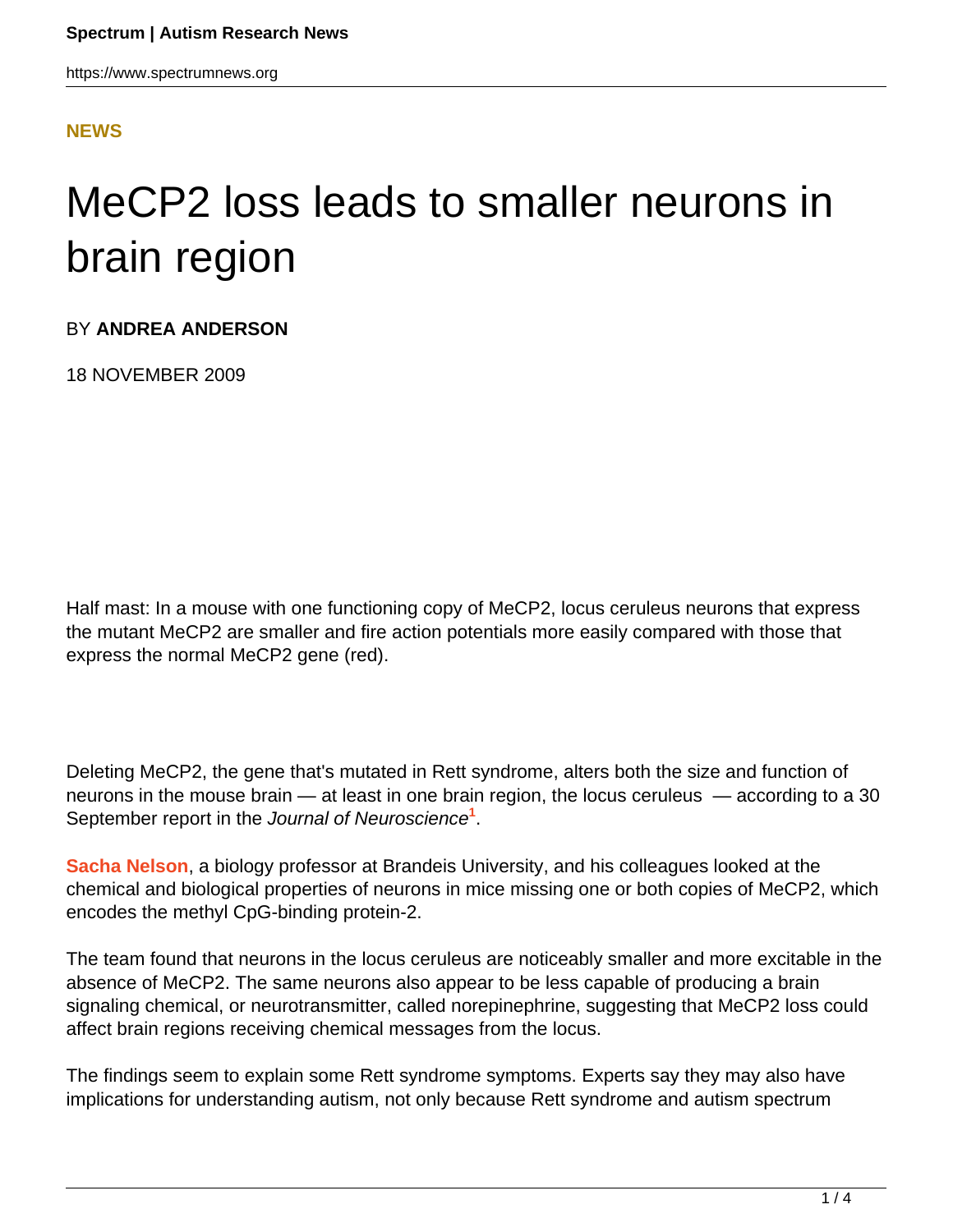**NEWS**

# MeCP2 loss leads to smaller neurons in brain region

BY **ANDREA ANDERSON**

18 NOVEMBER 2009

Half mast: In a mouse with one functioning copy of MeCP2, locus ceruleus neurons that express the mutant MeCP2 are smaller and fire action potentials more easily compared with those that express the normal MeCP2 gene (red).

Deleting MeCP2, the gene that's mutated in Rett syndrome, alters both the size and function of neurons in the mouse brain — at least in one brain region, the locus ceruleus — according to a 30 September report in the *Journal of Neuroscience*[1].

**Sacha Nelson**, a biology professor at Brandeis University, and his colleagues looked at the chemical and biological properties of neurons in mice missing one or both copies of MeCP2, which encodes the methyl CpG-binding protein-2.

The team found that neurons in the locus ceruleus are noticeably smaller and more excitable in the absence of MeCP2. The same neurons also appear to be less capable of producing a brain signaling chemical, or neurotransmitter, called norepinephrine, suggesting that MeCP2 loss could affect brain regions receiving chemical messages from the locus.

The findings seem to explain some Rett syndrome symptoms. Experts say they may also have implications for understanding autism, not only because Rett syndrome and autism spectrum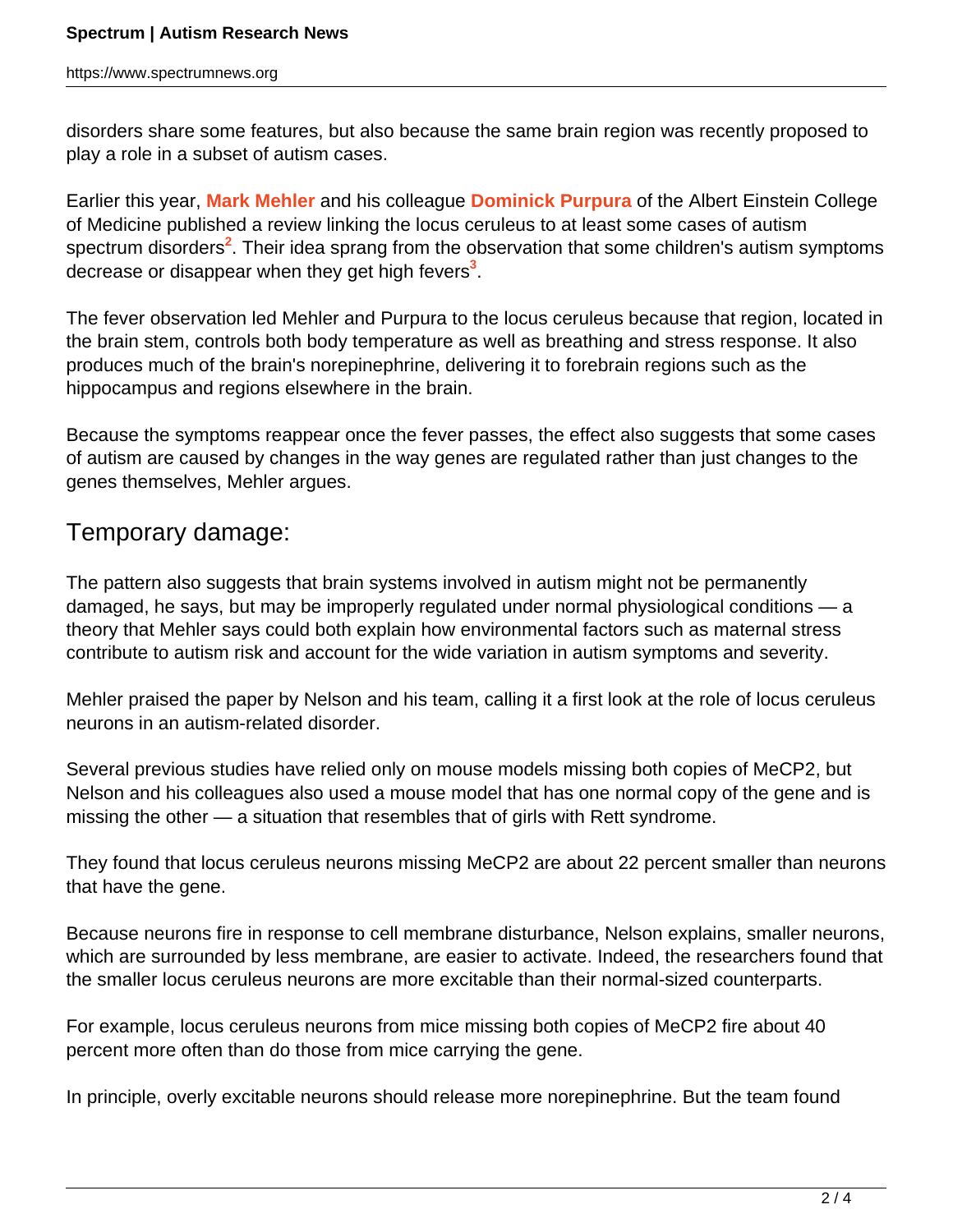disorders share some features, but also because the same brain region was recently proposed to play a role in a subset of autism cases.

Earlier this year, **Mark Mehler** and his colleague **Dominick Purpura** of the Albert Einstein College of Medicine published a review linking the locus ceruleus to at least some cases of autism spectrum disorders[2]. Their idea sprang from the observation that some children's autism symptoms decrease or disappear when they get high fevers[3].

The fever observation led Mehler and Purpura to the locus ceruleus because that region, located in the brain stem, controls both body temperature as well as breathing and stress response. It also produces much of the brain's norepinephrine, delivering it to forebrain regions such as the hippocampus and regions elsewhere in the brain.

Because the symptoms reappear once the fever passes, the effect also suggests that some cases of autism are caused by changes in the way genes are regulated rather than just changes to the genes themselves, Mehler argues.

## Temporary damage:

The pattern also suggests that brain systems involved in autism might not be permanently damaged, he says, but may be improperly regulated under normal physiological conditions — a theory that Mehler says could both explain how environmental factors such as maternal stress contribute to autism risk and account for the wide variation in autism symptoms and severity.

Mehler praised the paper by Nelson and his team, calling it a first look at the role of locus ceruleus neurons in an autism-related disorder.

Several previous studies have relied only on mouse models missing both copies of MeCP2, but Nelson and his colleagues also used a mouse model that has one normal copy of the gene and is missing the other — a situation that resembles that of girls with Rett syndrome.

They found that locus ceruleus neurons missing MeCP2 are about 22 percent smaller than neurons that have the gene.

Because neurons fire in response to cell membrane disturbance, Nelson explains, smaller neurons, which are surrounded by less membrane, are easier to activate. Indeed, the researchers found that the smaller locus ceruleus neurons are more excitable than their normal-sized counterparts.

For example, locus ceruleus neurons from mice missing both copies of MeCP2 fire about 40 percent more often than do those from mice carrying the gene.

In principle, overly excitable neurons should release more norepinephrine. But the team found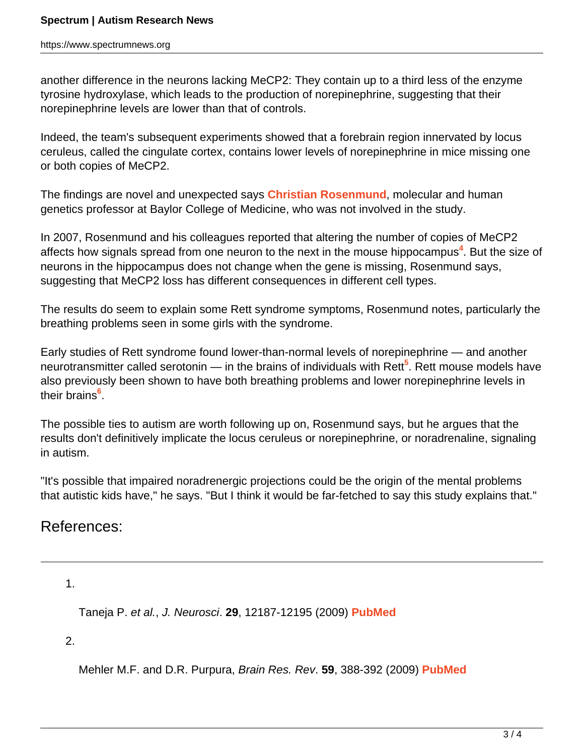another difference in the neurons lacking MeCP2: They contain up to a third less of the enzyme tyrosine hydroxylase, which leads to the production of norepinephrine, suggesting that their norepinephrine levels are lower than that of controls.

Indeed, the team's subsequent experiments showed that a forebrain region innervated by locus ceruleus, called the cingulate cortex, contains lower levels of norepinephrine in mice missing one or both copies of MeCP2.

The findings are novel and unexpected says **Christian Rosenmund**, molecular and human genetics professor at Baylor College of Medicine, who was not involved in the study.

In 2007, Rosenmund and his colleagues reported that altering the number of copies of MeCP2 affects how signals spread from one neuron to the next in the mouse hippocampus[4]. But the size of neurons in the hippocampus does not change when the gene is missing, Rosenmund says, suggesting that MeCP2 loss has different consequences in different cell types.

The results do seem to explain some Rett syndrome symptoms, Rosenmund notes, particularly the breathing problems seen in some girls with the syndrome.

Early studies of Rett syndrome found lower-than-normal levels of norepinephrine — and another neurotransmitter called serotonin — in the brains of individuals with Rett[5]. Rett mouse models have also previously been shown to have both breathing problems and lower norepinephrine levels in their brains[6].

The possible ties to autism are worth following up on, Rosenmund says, but he argues that the results don't definitively implicate the locus ceruleus or norepinephrine, or noradrenaline, signaling in autism.

"It's possible that impaired noradrenergic projections could be the origin of the mental problems that autistic kids have," he says. "But I think it would be far-fetched to say this study explains that."

## References:

1. Taneja P. *et al.*, *J. Neurosci*. **29**, 12187-12195 (2009) **PubMed**

2. Mehler M.F. and D.R. Purpura, *Brain Res. Rev*. **59**, 388-392 (2009) **PubMed**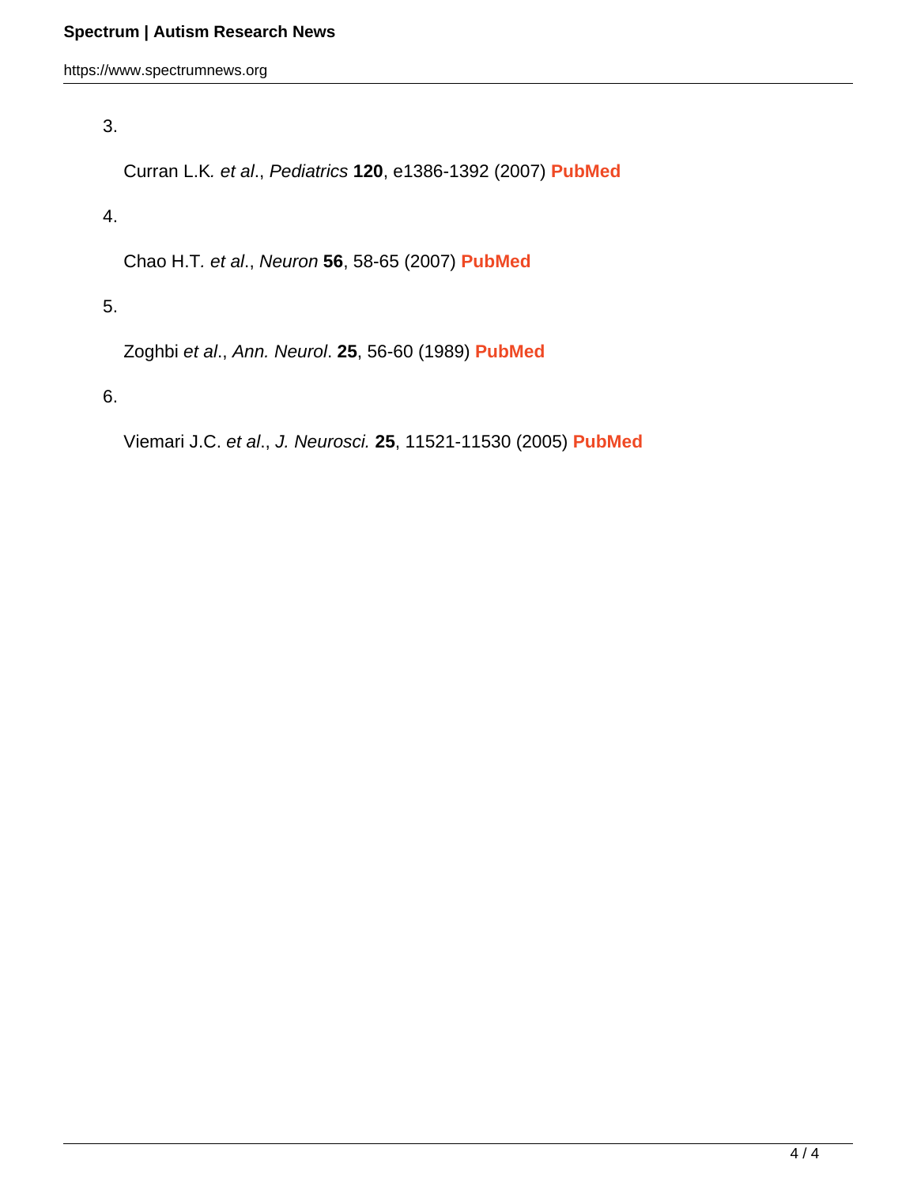3. Curran L.K. *et al*., *Pediatrics* **120**, e1386-1392 (2007) **PubMed**

4. Chao H.T. *et al*., *Neuron* **56**, 58-65 (2007) **PubMed**

5. Zoghbi *et al*., *Ann. Neurol*. **25**, 56-60 (1989) **PubMed**

6. Viemari J.C. *et al*., *J. Neurosci.* **25**, 11521-11530 (2005) **PubMed**